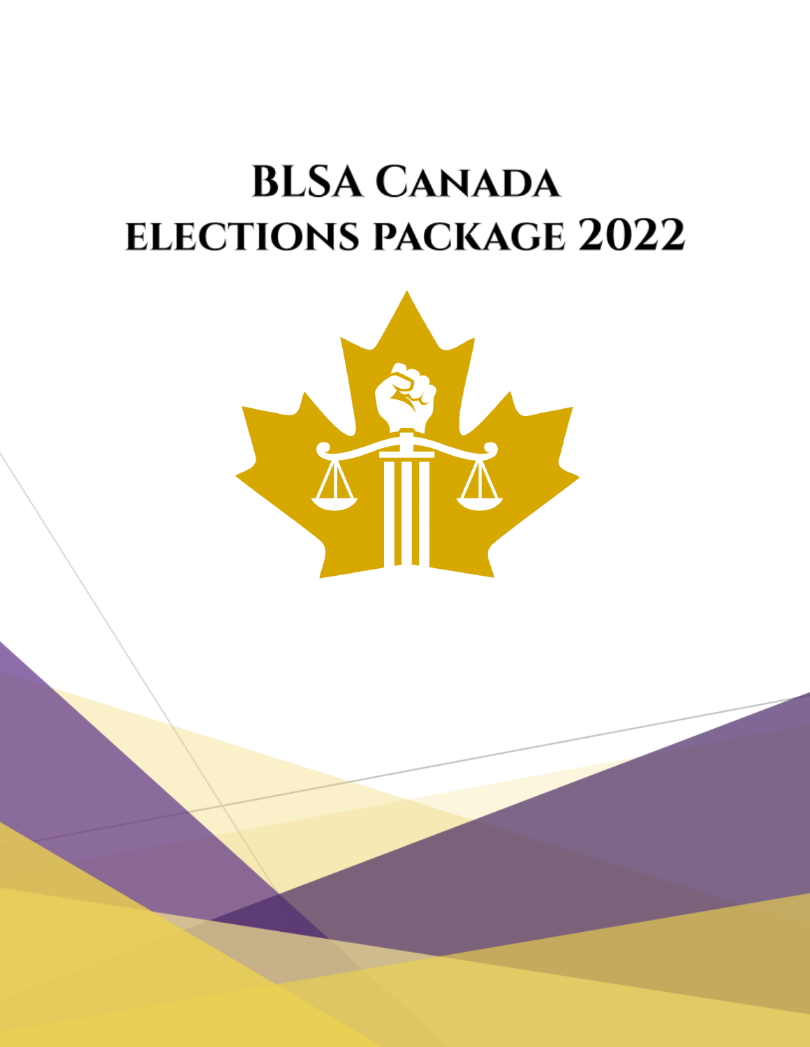# BLSA Canada
# Elections Package 2022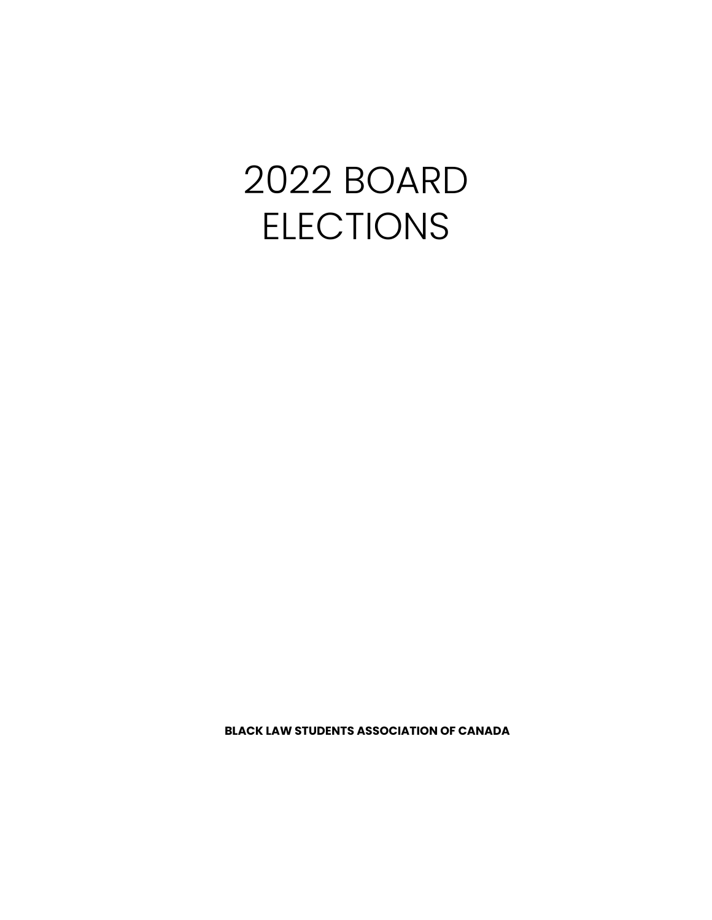# 2022 BOARD ELECTIONS

**BLACK LAW STUDENTS ASSOCIATION OF CANADA**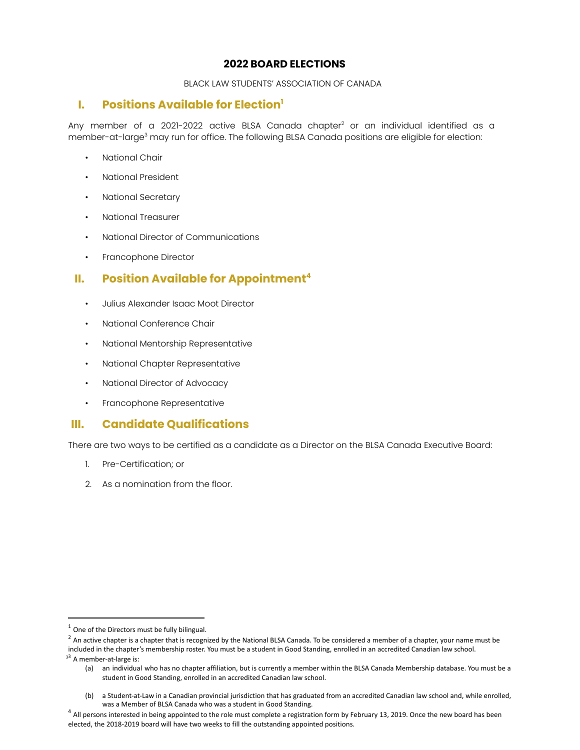# 2022 BOARD ELECTIONS

BLACK LAW STUDENTS' ASSOCIATION OF CANADA

## I. Positions Available for Election[1]

Any member of a 2021-2022 active BLSA Canada chapter[2] or an individual identified as a member-at-large[3] may run for office. The following BLSA Canada positions are eligible for election:

- National Chair
- National President
- National Secretary
- National Treasurer
- National Director of Communications
- Francophone Director

## II. Position Available for Appointment[4]

- Julius Alexander Isaac Moot Director
- National Conference Chair
- National Mentorship Representative
- National Chapter Representative
- National Director of Advocacy
- Francophone Representative

## III. Candidate Qualifications

There are two ways to be certified as a candidate as a Director on the BLSA Canada Executive Board:

1. Pre-Certification; or
2. As a nomination from the floor.

---

[1] One of the Directors must be fully bilingual.

[2] An active chapter is a chapter that is recognized by the National BLSA Canada. To be considered a member of a chapter, your name must be included in the chapter's membership roster. You must be a student in Good Standing, enrolled in an accredited Canadian law school.

[3] A member-at-large is:

(a) an individual who has no chapter affiliation, but is currently a member within the BLSA Canada Membership database. You must be a student in Good Standing, enrolled in an accredited Canadian law school.

(b) a Student-at-Law in a Canadian provincial jurisdiction that has graduated from an accredited Canadian law school and, while enrolled, was a Member of BLSA Canada who was a student in Good Standing.

[4] All persons interested in being appointed to the role must complete a registration form by February 13, 2019. Once the new board has been elected, the 2018-2019 board will have two weeks to fill the outstanding appointed positions.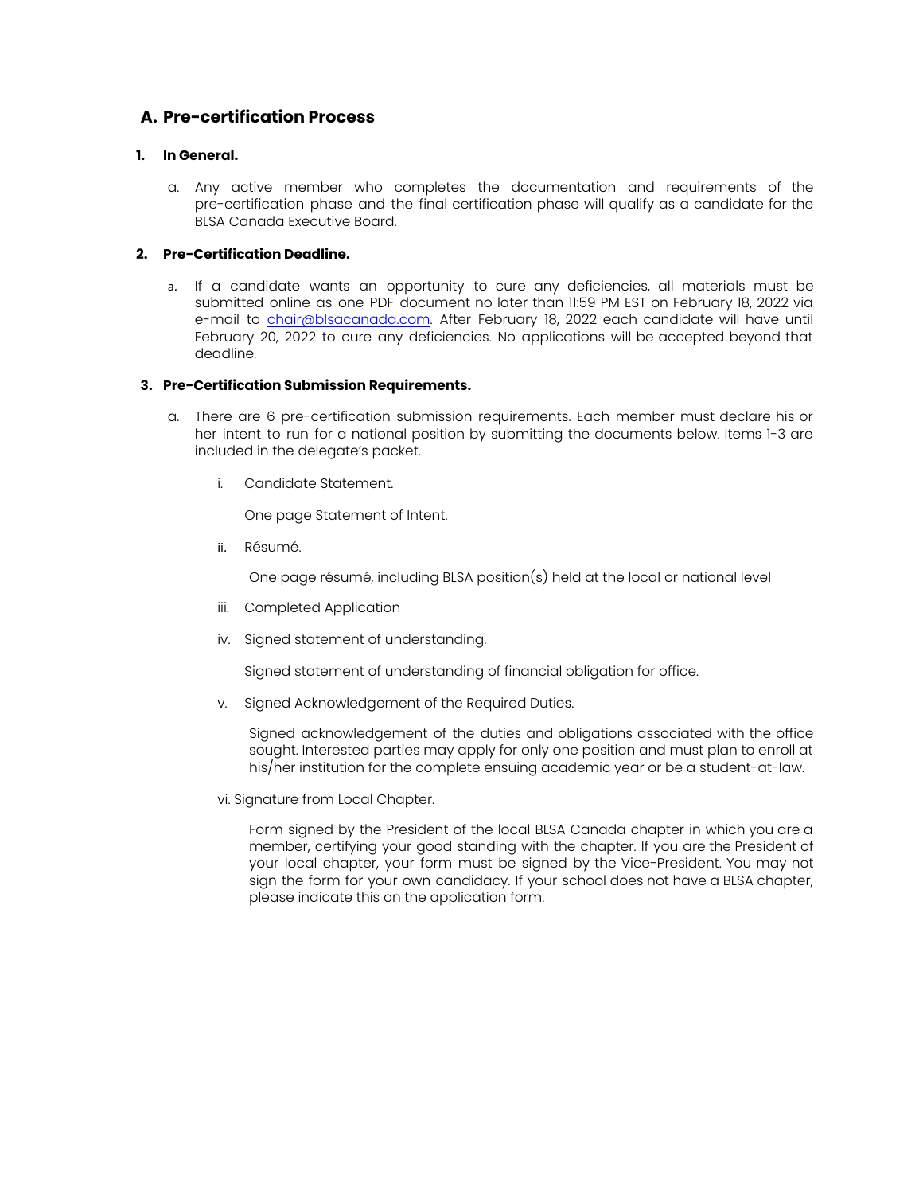## A. Pre-certification Process

### 1. In General.

a. Any active member who completes the documentation and requirements of the pre-certification phase and the final certification phase will qualify as a candidate for the BLSA Canada Executive Board.

### 2. Pre-Certification Deadline.

a. If a candidate wants an opportunity to cure any deficiencies, all materials must be submitted online as one PDF document no later than 11:59 PM EST on February 18, 2022 via e-mail to chair@blsacanada.com. After February 18, 2022 each candidate will have until February 20, 2022 to cure any deficiencies. No applications will be accepted beyond that deadline.

### 3. Pre-Certification Submission Requirements.

a. There are 6 pre-certification submission requirements. Each member must declare his or her intent to run for a national position by submitting the documents below. Items 1-3 are included in the delegate's packet.

i. Candidate Statement.

One page Statement of Intent.

ii. Résumé.

One page résumé, including BLSA position(s) held at the local or national level

iii. Completed Application

iv. Signed statement of understanding.

Signed statement of understanding of financial obligation for office.

v. Signed Acknowledgement of the Required Duties.

Signed acknowledgement of the duties and obligations associated with the office sought. Interested parties may apply for only one position and must plan to enroll at his/her institution for the complete ensuing academic year or be a student-at-law.

vi. Signature from Local Chapter.

Form signed by the President of the local BLSA Canada chapter in which you are a member, certifying your good standing with the chapter. If you are the President of your local chapter, your form must be signed by the Vice-President. You may not sign the form for your own candidacy. If your school does not have a BLSA chapter, please indicate this on the application form.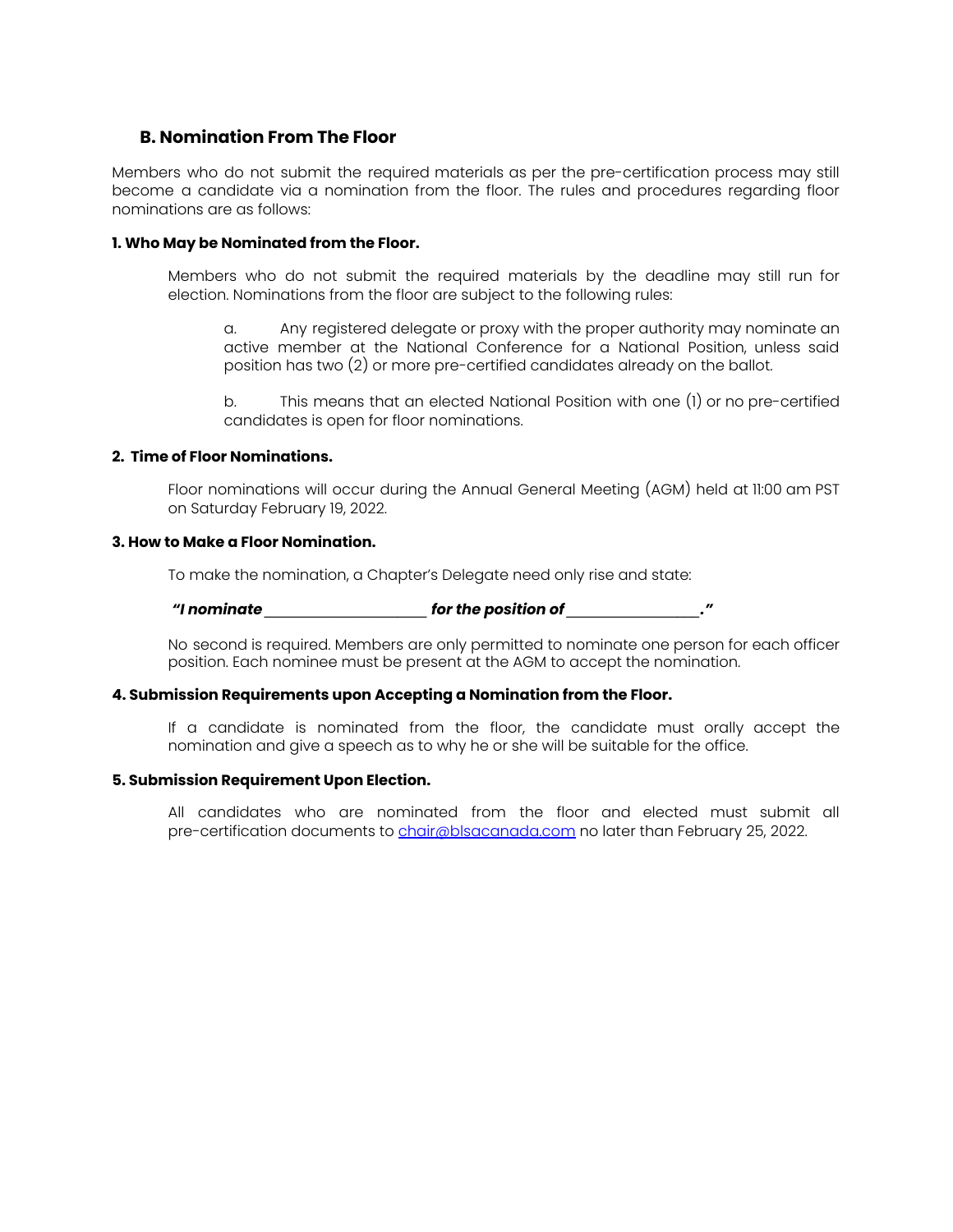## B. Nomination From The Floor

Members who do not submit the required materials as per the pre-certification process may still become a candidate via a nomination from the floor. The rules and procedures regarding floor nominations are as follows:

**1. Who May be Nominated from the Floor.**

Members who do not submit the required materials by the deadline may still run for election. Nominations from the floor are subject to the following rules:

a. Any registered delegate or proxy with the proper authority may nominate an active member at the National Conference for a National Position, unless said position has two (2) or more pre-certified candidates already on the ballot.

b. This means that an elected National Position with one (1) or no pre-certified candidates is open for floor nominations.

**2. Time of Floor Nominations.**

Floor nominations will occur during the Annual General Meeting (AGM) held at 11:00 am PST on Saturday February 19, 2022.

**3. How to Make a Floor Nomination.**

To make the nomination, a Chapter's Delegate need only rise and state:

***"I nominate ____________________ for the position of ________________."***

No second is required. Members are only permitted to nominate one person for each officer position. Each nominee must be present at the AGM to accept the nomination.

**4. Submission Requirements upon Accepting a Nomination from the Floor.**

If a candidate is nominated from the floor, the candidate must orally accept the nomination and give a speech as to why he or she will be suitable for the office.

**5. Submission Requirement Upon Election.**

All candidates who are nominated from the floor and elected must submit all pre-certification documents to chair@blsacanada.com no later than February 25, 2022.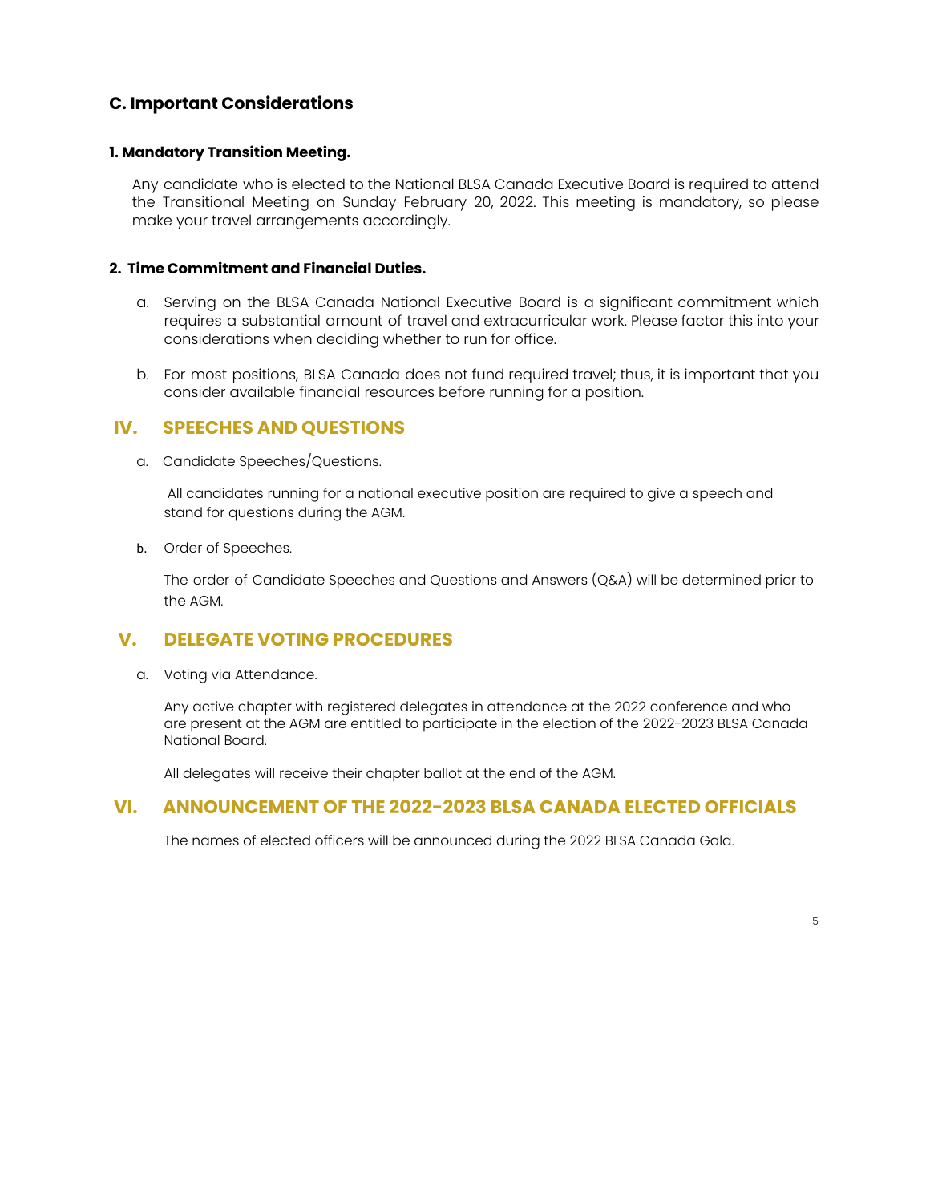### C. Important Considerations

#### 1. Mandatory Transition Meeting.

Any candidate who is elected to the National BLSA Canada Executive Board is required to attend the Transitional Meeting on Sunday February 20, 2022. This meeting is mandatory, so please make your travel arrangements accordingly.

#### 2. Time Commitment and Financial Duties.

a. Serving on the BLSA Canada National Executive Board is a significant commitment which requires a substantial amount of travel and extracurricular work. Please factor this into your considerations when deciding whether to run for office.

b. For most positions, BLSA Canada does not fund required travel; thus, it is important that you consider available financial resources before running for a position.

## IV. SPEECHES AND QUESTIONS

a. Candidate Speeches/Questions.

All candidates running for a national executive position are required to give a speech and stand for questions during the AGM.

b. Order of Speeches.

The order of Candidate Speeches and Questions and Answers (Q&A) will be determined prior to the AGM.

## V. DELEGATE VOTING PROCEDURES

a. Voting via Attendance.

Any active chapter with registered delegates in attendance at the 2022 conference and who are present at the AGM are entitled to participate in the election of the 2022-2023 BLSA Canada National Board.

All delegates will receive their chapter ballot at the end of the AGM.

## VI. ANNOUNCEMENT OF THE 2022-2023 BLSA CANADA ELECTED OFFICIALS

The names of elected officers will be announced during the 2022 BLSA Canada Gala.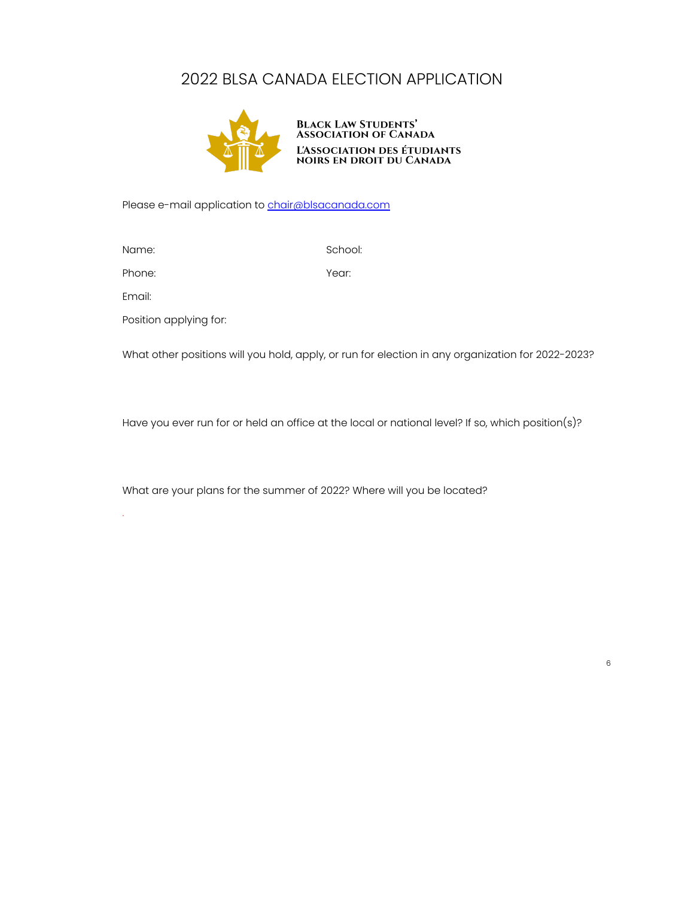# 2022 BLSA CANADA ELECTION APPLICATION

**Black Law Students' Association of Canada**
**L'Association des Étudiants Noirs en Droit du Canada**

Please e-mail application to chair@blsacanada.com

Name:

School:

Phone:

Year:

Email:

Position applying for:

What other positions will you hold, apply, or run for election in any organization for 2022-2023?

Have you ever run for or held an office at the local or national level? If so, which position(s)?

What are your plans for the summer of 2022? Where will you be located?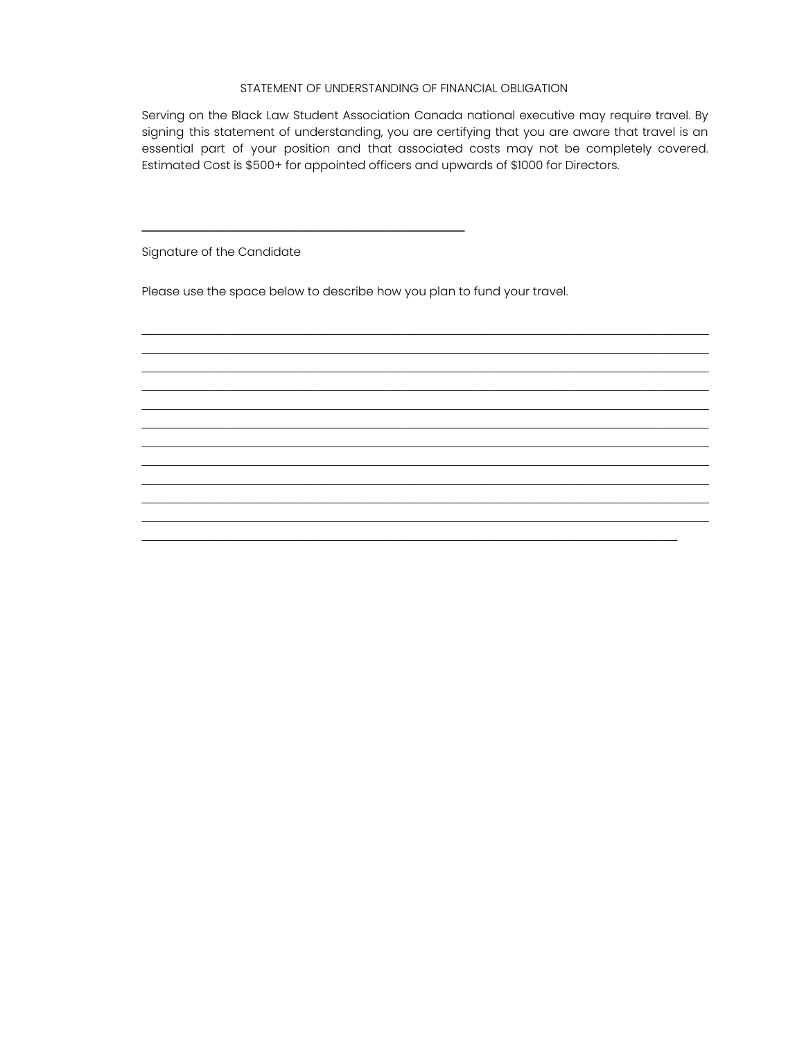## STATEMENT OF UNDERSTANDING OF FINANCIAL OBLIGATION

Serving on the Black Law Student Association Canada national executive may require travel. By signing this statement of understanding, you are certifying that you are aware that travel is an essential part of your position and that associated costs may not be completely covered. Estimated Cost is $500+ for appointed officers and upwards of $1000 for Directors.

\_\_\_\_\_\_\_\_\_\_\_\_\_\_\_\_\_\_\_\_\_\_\_\_\_\_\_\_\_\_\_\_\_\_\_\_\_\_\_\_\_\_\_\_

Signature of the Candidate

Please use the space below to describe how you plan to fund your travel.

\_\_\_\_\_\_\_\_\_\_\_\_\_\_\_\_\_\_\_\_\_\_\_\_\_\_\_\_\_\_\_\_\_\_\_\_\_\_\_\_\_\_\_\_\_\_\_\_\_\_\_\_\_\_\_\_\_\_\_\_\_\_\_\_\_\_\_\_\_\_\_\_\_\_\_\_\_\_

\_\_\_\_\_\_\_\_\_\_\_\_\_\_\_\_\_\_\_\_\_\_\_\_\_\_\_\_\_\_\_\_\_\_\_\_\_\_\_\_\_\_\_\_\_\_\_\_\_\_\_\_\_\_\_\_\_\_\_\_\_\_\_\_\_\_\_\_\_\_\_\_\_\_\_\_\_\_

\_\_\_\_\_\_\_\_\_\_\_\_\_\_\_\_\_\_\_\_\_\_\_\_\_\_\_\_\_\_\_\_\_\_\_\_\_\_\_\_\_\_\_\_\_\_\_\_\_\_\_\_\_\_\_\_\_\_\_\_\_\_\_\_\_\_\_\_\_\_\_\_\_\_\_\_\_\_

\_\_\_\_\_\_\_\_\_\_\_\_\_\_\_\_\_\_\_\_\_\_\_\_\_\_\_\_\_\_\_\_\_\_\_\_\_\_\_\_\_\_\_\_\_\_\_\_\_\_\_\_\_\_\_\_\_\_\_\_\_\_\_\_\_\_\_\_\_\_\_\_\_\_\_\_\_\_

\_\_\_\_\_\_\_\_\_\_\_\_\_\_\_\_\_\_\_\_\_\_\_\_\_\_\_\_\_\_\_\_\_\_\_\_\_\_\_\_\_\_\_\_\_\_\_\_\_\_\_\_\_\_\_\_\_\_\_\_\_\_\_\_\_\_\_\_\_\_\_\_\_\_\_\_\_\_

\_\_\_\_\_\_\_\_\_\_\_\_\_\_\_\_\_\_\_\_\_\_\_\_\_\_\_\_\_\_\_\_\_\_\_\_\_\_\_\_\_\_\_\_\_\_\_\_\_\_\_\_\_\_\_\_\_\_\_\_\_\_\_\_\_\_\_\_\_\_\_\_\_\_\_\_\_\_

\_\_\_\_\_\_\_\_\_\_\_\_\_\_\_\_\_\_\_\_\_\_\_\_\_\_\_\_\_\_\_\_\_\_\_\_\_\_\_\_\_\_\_\_\_\_\_\_\_\_\_\_\_\_\_\_\_\_\_\_\_\_\_\_\_\_\_\_\_\_\_\_\_\_\_\_\_\_

\_\_\_\_\_\_\_\_\_\_\_\_\_\_\_\_\_\_\_\_\_\_\_\_\_\_\_\_\_\_\_\_\_\_\_\_\_\_\_\_\_\_\_\_\_\_\_\_\_\_\_\_\_\_\_\_\_\_\_\_\_\_\_\_\_\_\_\_\_\_\_\_\_\_\_\_\_\_

\_\_\_\_\_\_\_\_\_\_\_\_\_\_\_\_\_\_\_\_\_\_\_\_\_\_\_\_\_\_\_\_\_\_\_\_\_\_\_\_\_\_\_\_\_\_\_\_\_\_\_\_\_\_\_\_\_\_\_\_\_\_\_\_\_\_\_\_\_\_\_\_\_\_\_\_\_\_

\_\_\_\_\_\_\_\_\_\_\_\_\_\_\_\_\_\_\_\_\_\_\_\_\_\_\_\_\_\_\_\_\_\_\_\_\_\_\_\_\_\_\_\_\_\_\_\_\_\_\_\_\_\_\_\_\_\_\_\_\_\_\_\_\_\_\_\_\_\_\_\_\_\_\_\_\_\_

\_\_\_\_\_\_\_\_\_\_\_\_\_\_\_\_\_\_\_\_\_\_\_\_\_\_\_\_\_\_\_\_\_\_\_\_\_\_\_\_\_\_\_\_\_\_\_\_\_\_\_\_\_\_\_\_\_\_\_\_\_\_\_\_\_\_\_\_\_\_\_\_\_\_\_\_\_\_

\_\_\_\_\_\_\_\_\_\_\_\_\_\_\_\_\_\_\_\_\_\_\_\_\_\_\_\_\_\_\_\_\_\_\_\_\_\_\_\_\_\_\_\_\_\_\_\_\_\_\_\_\_\_\_\_\_\_\_\_\_\_\_\_\_\_\_\_\_\_\_\_\_\_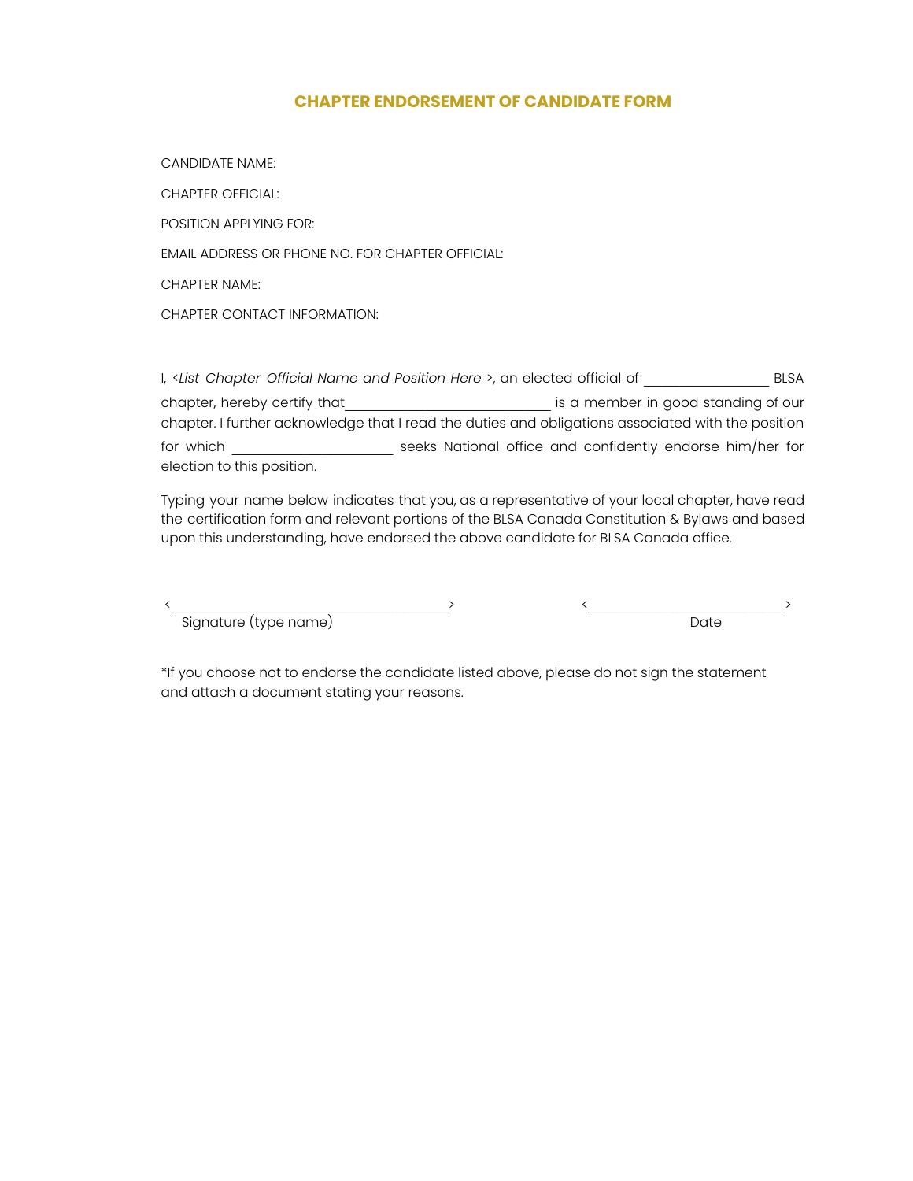## CHAPTER ENDORSEMENT OF CANDIDATE FORM

CANDIDATE NAME:

CHAPTER OFFICIAL:

POSITION APPLYING FOR:

EMAIL ADDRESS OR PHONE NO. FOR CHAPTER OFFICIAL:

CHAPTER NAME:

CHAPTER CONTACT INFORMATION:

I, <*List Chapter Official Name and Position Here* >, an elected official of \_\_\_\_\_\_\_\_\_\_\_\_\_\_\_\_\_\_ BLSA chapter, hereby certify that\_\_\_\_\_\_\_\_\_\_\_\_\_\_\_\_\_\_\_\_\_\_\_\_\_\_\_\_\_\_ is a member in good standing of our chapter. I further acknowledge that I read the duties and obligations associated with the position for which \_\_\_\_\_\_\_\_\_\_\_\_\_\_\_\_\_\_\_\_\_\_\_ seeks National office and confidently endorse him/her for election to this position.

Typing your name below indicates that you, as a representative of your local chapter, have read the certification form and relevant portions of the BLSA Canada Constitution & Bylaws and based upon this understanding, have endorsed the above candidate for BLSA Canada office.

<\_\_\_\_\_\_\_\_\_\_\_\_\_\_\_\_\_\_\_\_\_\_\_\_\_\_\_\_\_\_\_\_\_\_\_\_\_\_\_\_>
Signature (type name)

<\_\_\_\_\_\_\_\_\_\_\_\_\_\_\_\_\_\_\_\_\_\_\_\_\_\_\_\_>
Date

*If you choose not to endorse the candidate listed above, please do not sign the statement and attach a document stating your reasons.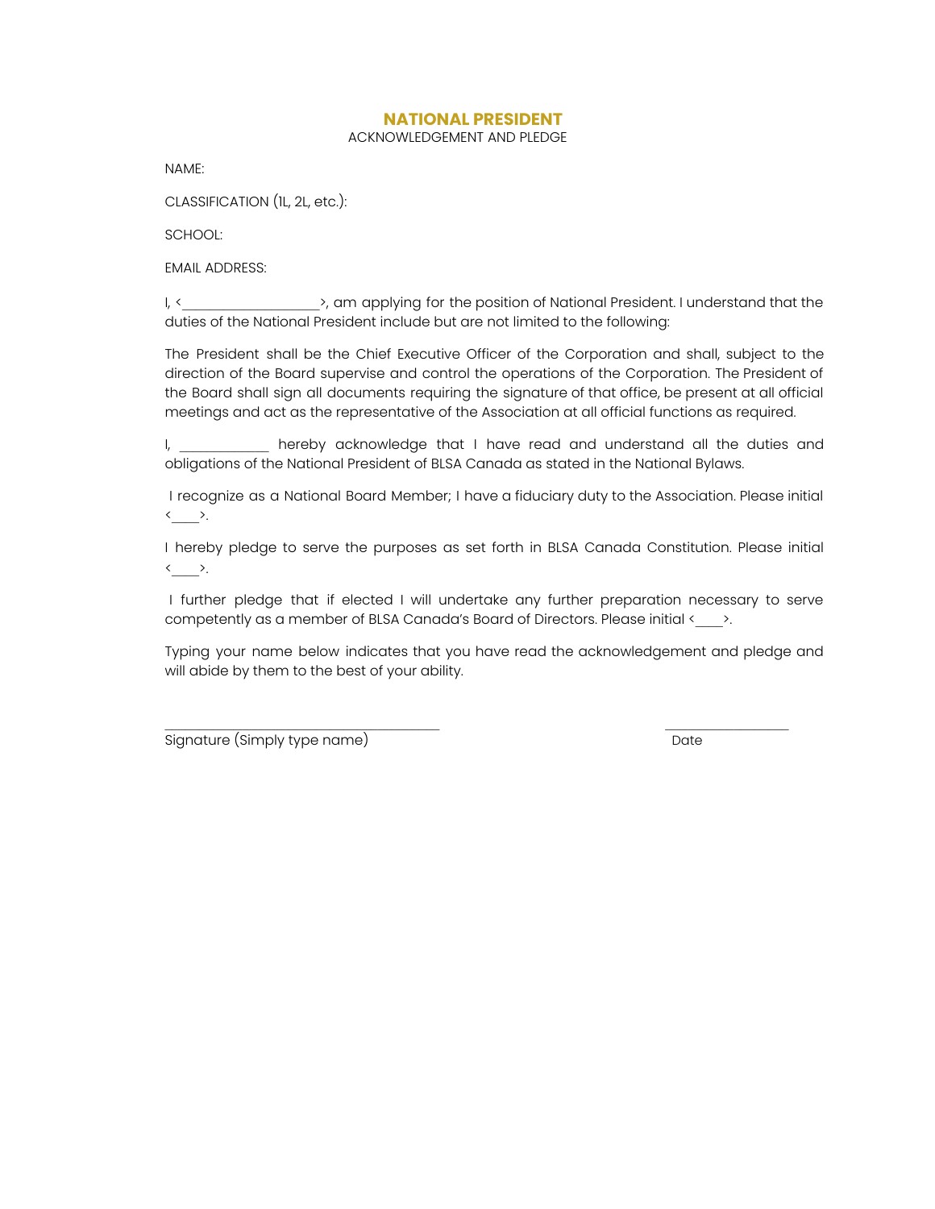## NATIONAL PRESIDENT

ACKNOWLEDGEMENT AND PLEDGE

NAME:

CLASSIFICATION (1L, 2L, etc.):

SCHOOL:

EMAIL ADDRESS:

I, <\_\_\_\_\_\_\_\_\_\_\_\_\_\_\_\_\_\_\_\_>, am applying for the position of National President. I understand that the duties of the National President include but are not limited to the following:

The President shall be the Chief Executive Officer of the Corporation and shall, subject to the direction of the Board supervise and control the operations of the Corporation. The President of the Board shall sign all documents requiring the signature of that office, be present at all official meetings and act as the representative of the Association at all official functions as required.

I, \_\_\_\_\_\_\_\_\_\_\_\_\_ hereby acknowledge that I have read and understand all the duties and obligations of the National President of BLSA Canada as stated in the National Bylaws.

I recognize as a National Board Member; I have a fiduciary duty to the Association. Please initial <\_\_\_\_>.

I hereby pledge to serve the purposes as set forth in BLSA Canada Constitution. Please initial <\_\_\_\_>.

I further pledge that if elected I will undertake any further preparation necessary to serve competently as a member of BLSA Canada's Board of Directors. Please initial <\_\_\_\_>.

Typing your name below indicates that you have read the acknowledgement and pledge and will abide by them to the best of your ability.

\_\_\_\_\_\_\_\_\_\_\_\_\_\_\_\_\_\_\_\_\_\_\_\_\_\_\_\_\_\_\_\_\_\_\_\_\_\_\_\_ \_\_\_\_\_\_\_\_\_\_\_\_\_\_\_\_\_\_
Signature (Simply type name) Date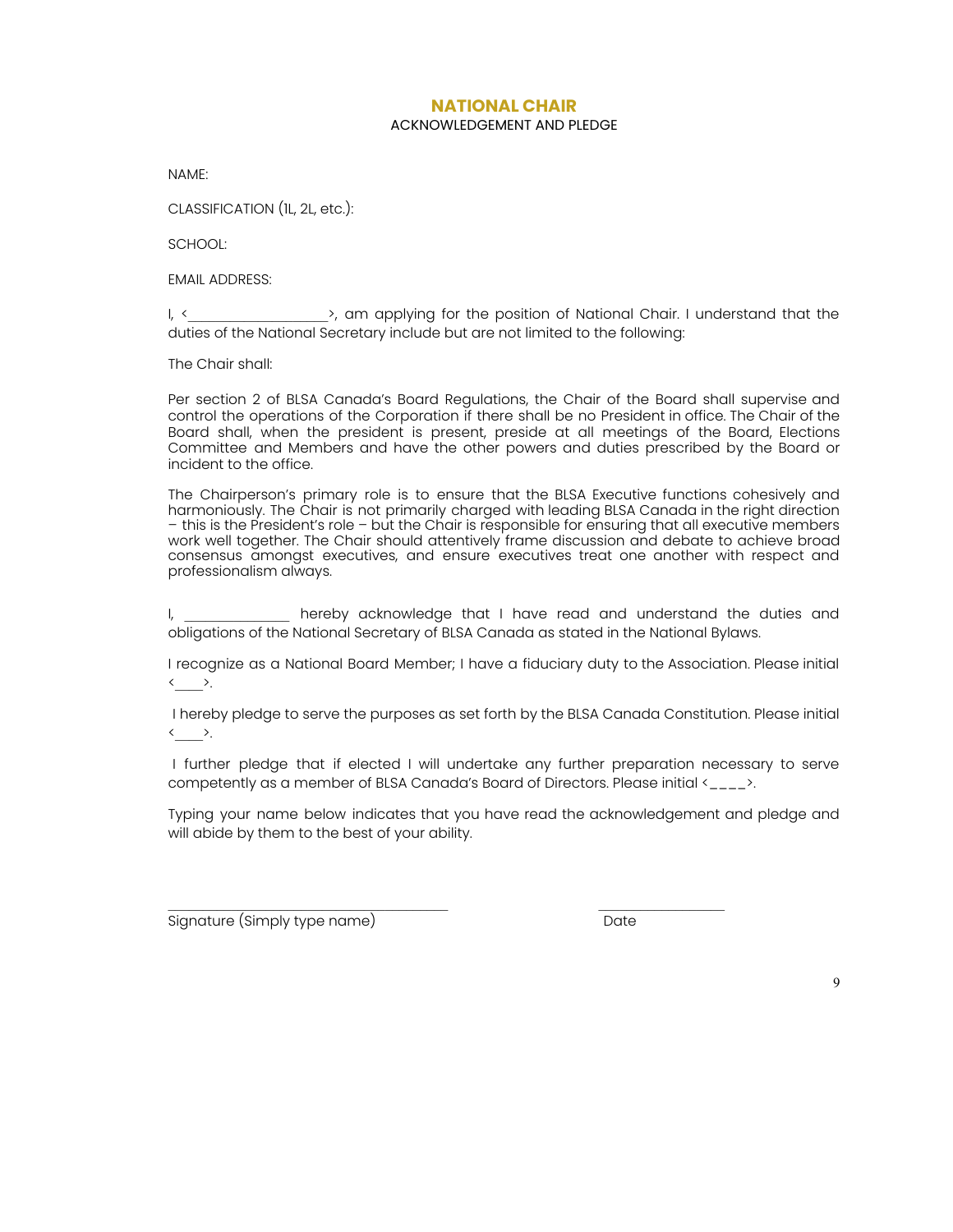# NATIONAL CHAIR

ACKNOWLEDGEMENT AND PLEDGE

NAME:

CLASSIFICATION (1L, 2L, etc.):

SCHOOL:

EMAIL ADDRESS:

I, <\_\_\_\_\_\_\_\_\_\_\_\_\_\_\_\_\_\_>, am applying for the position of National Chair. I understand that the duties of the National Secretary include but are not limited to the following:

The Chair shall:

Per section 2 of BLSA Canada's Board Regulations, the Chair of the Board shall supervise and control the operations of the Corporation if there shall be no President in office. The Chair of the Board shall, when the president is present, preside at all meetings of the Board, Elections Committee and Members and have the other powers and duties prescribed by the Board or incident to the office.

The Chairperson's primary role is to ensure that the BLSA Executive functions cohesively and harmoniously. The Chair is not primarily charged with leading BLSA Canada in the right direction – this is the President's role – but the Chair is responsible for ensuring that all executive members work well together. The Chair should attentively frame discussion and debate to achieve broad consensus amongst executives, and ensure executives treat one another with respect and professionalism always.

I, \_\_\_\_\_\_\_\_\_\_\_\_\_\_ hereby acknowledge that I have read and understand the duties and obligations of the National Secretary of BLSA Canada as stated in the National Bylaws.

I recognize as a National Board Member; I have a fiduciary duty to the Association. Please initial <\_\_\_\_>.

I hereby pledge to serve the purposes as set forth by the BLSA Canada Constitution. Please initial <\_\_\_\_>.

I further pledge that if elected I will undertake any further preparation necessary to serve competently as a member of BLSA Canada's Board of Directors. Please initial <\_\_\_\_>.

Typing your name below indicates that you have read the acknowledgement and pledge and will abide by them to the best of your ability.

\_\_\_\_\_\_\_\_\_\_\_\_\_\_\_\_\_\_\_\_\_\_\_\_\_\_\_\_\_\_\_\_\_\_\_\_ \_\_\_\_\_\_\_\_\_\_\_\_\_\_\_\_

Signature (Simply type name) Date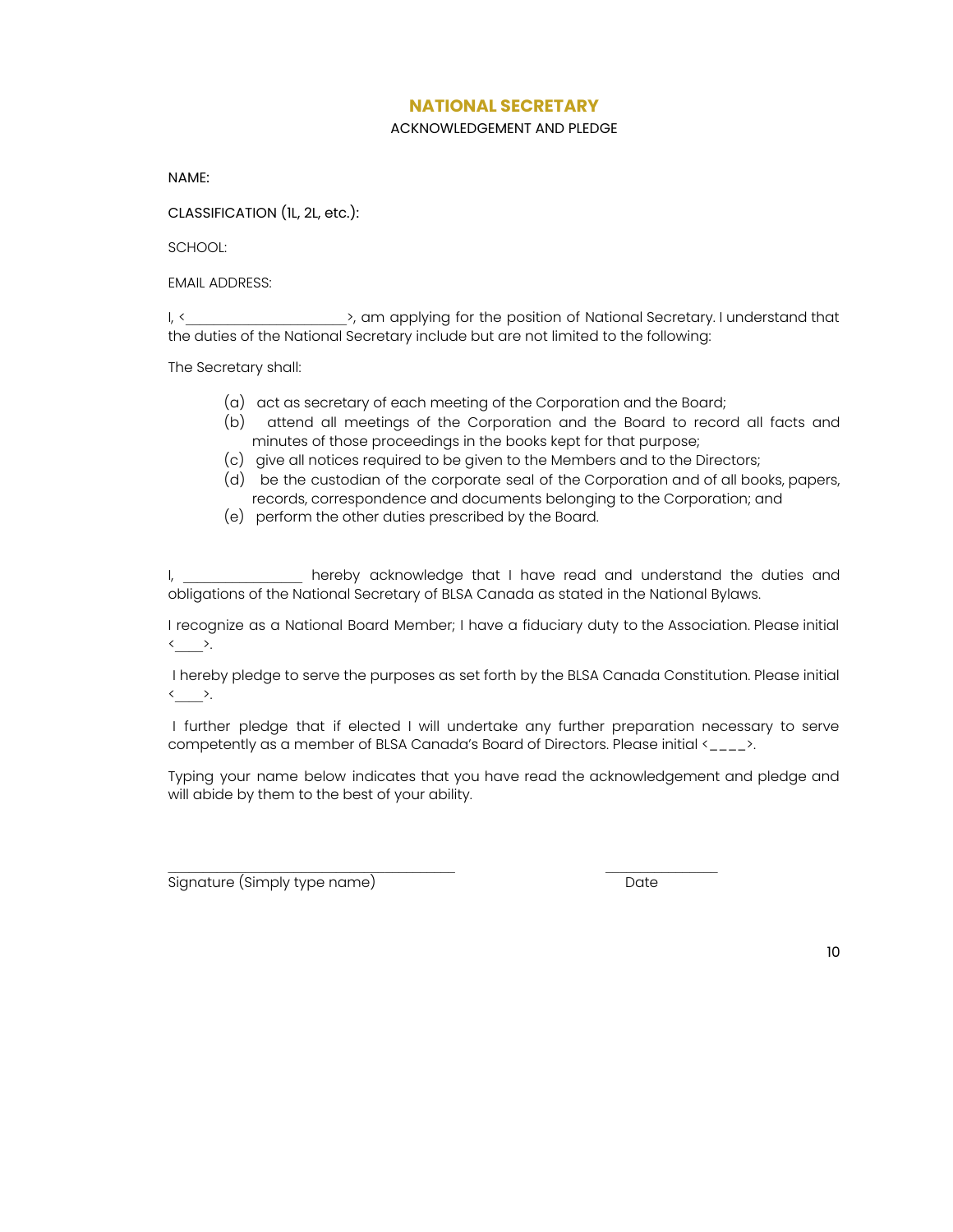## NATIONAL SECRETARY

ACKNOWLEDGEMENT AND PLEDGE

NAME:

CLASSIFICATION (1L, 2L, etc.):

SCHOOL:

EMAIL ADDRESS:

I, <_____________________>, am applying for the position of National Secretary. I understand that the duties of the National Secretary include but are not limited to the following:

The Secretary shall:

(a) act as secretary of each meeting of the Corporation and the Board;
(b) attend all meetings of the Corporation and the Board to record all facts and minutes of those proceedings in the books kept for that purpose;
(c) give all notices required to be given to the Members and to the Directors;
(d) be the custodian of the corporate seal of the Corporation and of all books, papers, records, correspondence and documents belonging to the Corporation; and
(e) perform the other duties prescribed by the Board.

I, ________________ hereby acknowledge that I have read and understand the duties and obligations of the National Secretary of BLSA Canada as stated in the National Bylaws.

I recognize as a National Board Member; I have a fiduciary duty to the Association. Please initial <____>.

I hereby pledge to serve the purposes as set forth by the BLSA Canada Constitution. Please initial <____>.

I further pledge that if elected I will undertake any further preparation necessary to serve competently as a member of BLSA Canada's Board of Directors. Please initial <____>.

Typing your name below indicates that you have read the acknowledgement and pledge and will abide by them to the best of your ability.

___________________________________ ______________

Signature (Simply type name) Date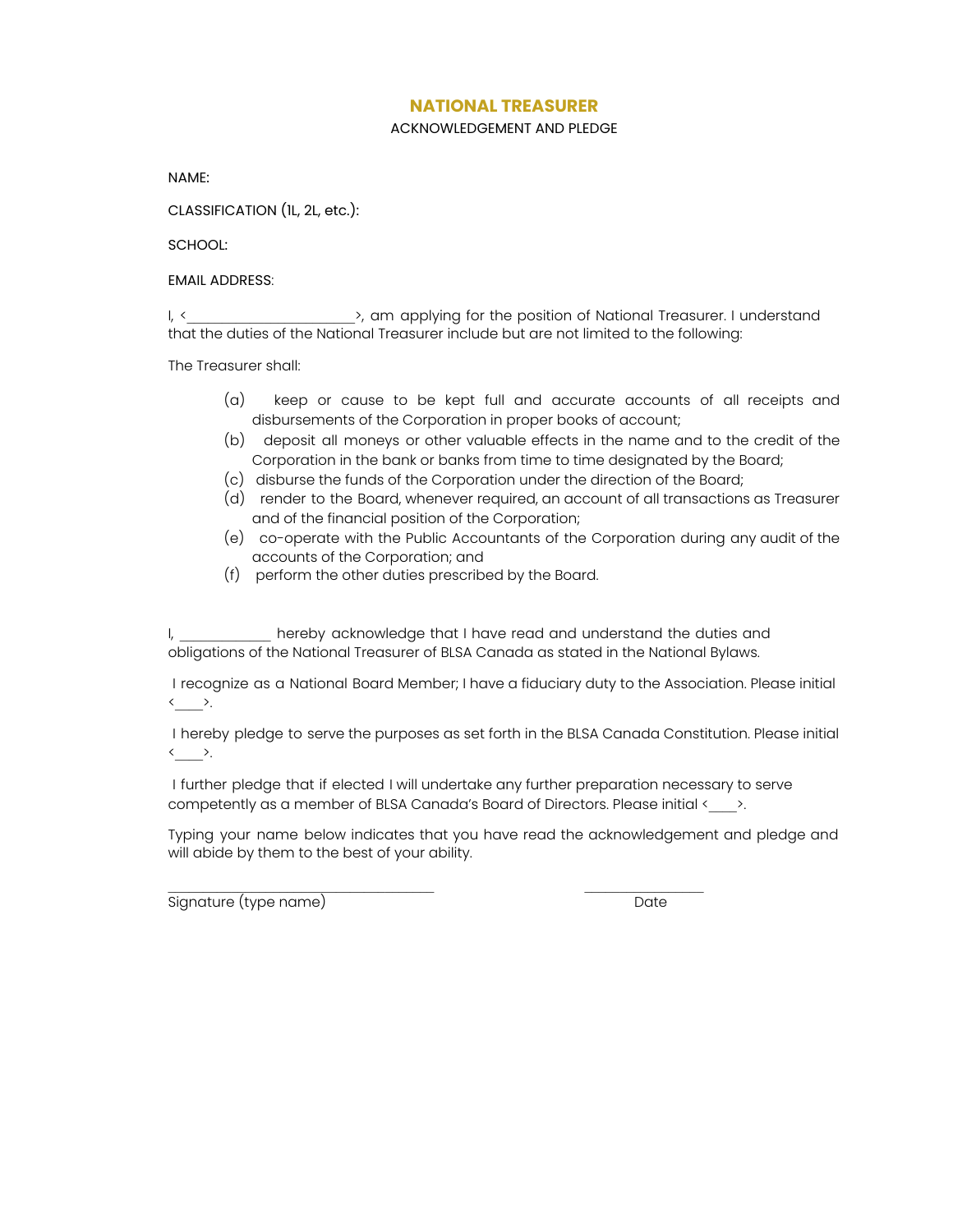# NATIONAL TREASURER

ACKNOWLEDGEMENT AND PLEDGE

NAME:

CLASSIFICATION (1L, 2L, etc.):

SCHOOL:

EMAIL ADDRESS:

I, <\_\_\_\_\_\_\_\_\_\_\_\_\_\_\_\_\_\_\_\_\_\_>, am applying for the position of National Treasurer. I understand that the duties of the National Treasurer include but are not limited to the following:

The Treasurer shall:

(a) keep or cause to be kept full and accurate accounts of all receipts and disbursements of the Corporation in proper books of account;
(b) deposit all moneys or other valuable effects in the name and to the credit of the Corporation in the bank or banks from time to time designated by the Board;
(c) disburse the funds of the Corporation under the direction of the Board;
(d) render to the Board, whenever required, an account of all transactions as Treasurer and of the financial position of the Corporation;
(e) co-operate with the Public Accountants of the Corporation during any audit of the accounts of the Corporation; and
(f) perform the other duties prescribed by the Board.

I, \_\_\_\_\_\_\_\_\_\_\_\_\_ hereby acknowledge that I have read and understand the duties and obligations of the National Treasurer of BLSA Canada as stated in the National Bylaws.

I recognize as a National Board Member; I have a fiduciary duty to the Association. Please initial <\_\_\_\_>.

I hereby pledge to serve the purposes as set forth in the BLSA Canada Constitution. Please initial <\_\_\_\_>.

I further pledge that if elected I will undertake any further preparation necessary to serve competently as a member of BLSA Canada's Board of Directors. Please initial <\_\_\_\_>.

Typing your name below indicates that you have read the acknowledgement and pledge and will abide by them to the best of your ability.

\_\_\_\_\_\_\_\_\_\_\_\_\_\_\_\_\_\_\_\_\_\_\_\_\_\_\_\_\_\_\_\_\_\_\_\_ \_\_\_\_\_\_\_\_\_\_\_\_\_\_\_\_\_\_

Signature (type name) Date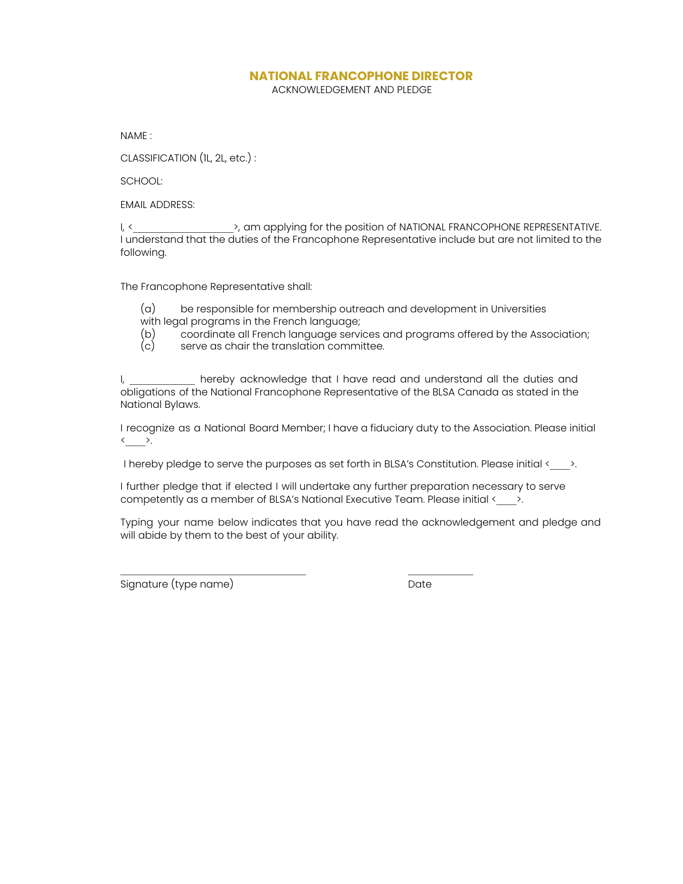# NATIONAL FRANCOPHONE DIRECTOR

ACKNOWLEDGEMENT AND PLEDGE

NAME :

CLASSIFICATION (1L, 2L, etc.) :

SCHOOL:

EMAIL ADDRESS:

I, <__________________>, am applying for the position of NATIONAL FRANCOPHONE REPRESENTATIVE. I understand that the duties of the Francophone Representative include but are not limited to the following.

The Francophone Representative shall:

(a) be responsible for membership outreach and development in Universities with legal programs in the French language;
(b) coordinate all French language services and programs offered by the Association;
(c) serve as chair the translation committee.

I, ____________ hereby acknowledge that I have read and understand all the duties and obligations of the National Francophone Representative of the BLSA Canada as stated in the National Bylaws.

I recognize as a National Board Member; I have a fiduciary duty to the Association. Please initial <____>.

I hereby pledge to serve the purposes as set forth in BLSA's Constitution. Please initial <____>.

I further pledge that if elected I will undertake any further preparation necessary to serve competently as a member of BLSA's National Executive Team. Please initial <____>.

Typing your name below indicates that you have read the acknowledgement and pledge and will abide by them to the best of your ability.

___________________________________ ____________

Signature (type name) Date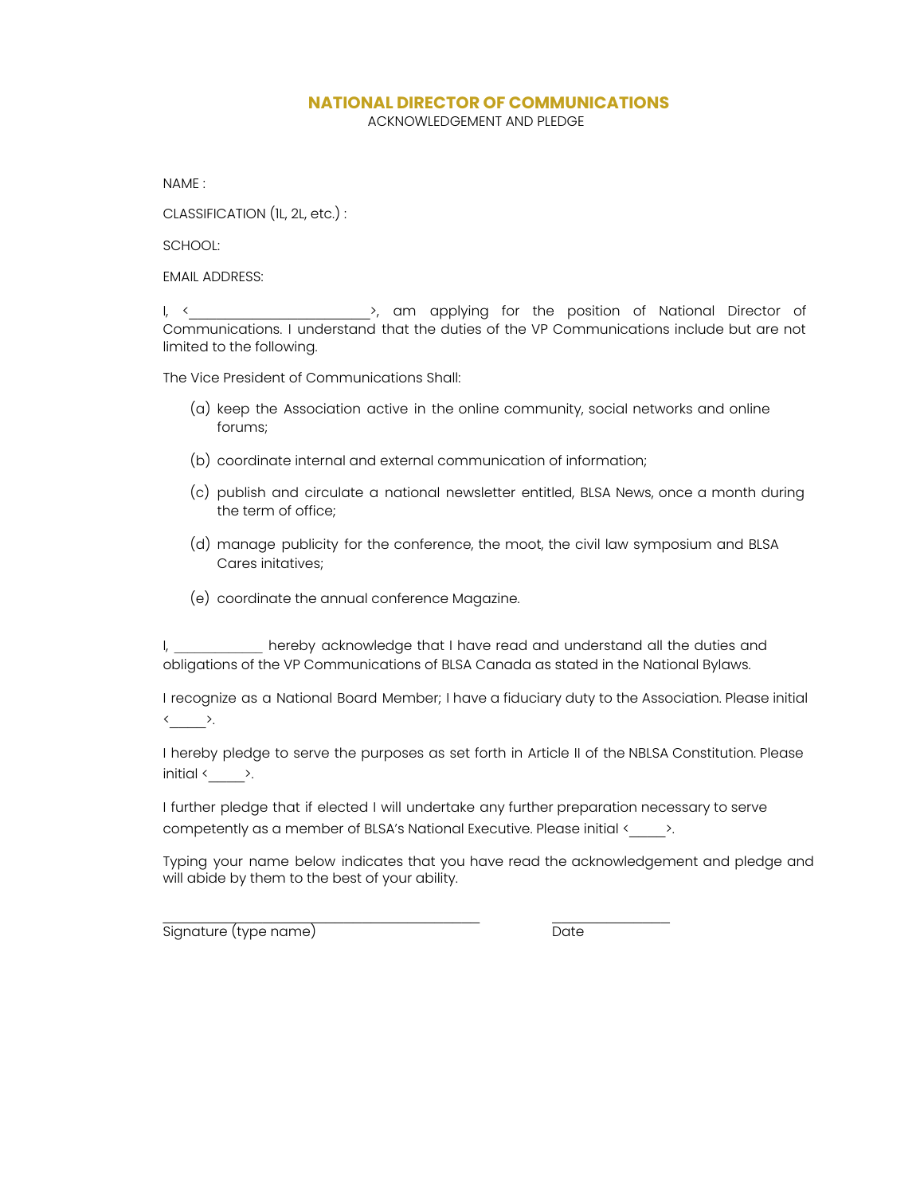# NATIONAL DIRECTOR OF COMMUNICATIONS

ACKNOWLEDGEMENT AND PLEDGE

NAME :

CLASSIFICATION (1L, 2L, etc.) :

SCHOOL:

EMAIL ADDRESS:

I, <\_\_\_\_\_\_\_\_\_\_\_\_\_\_\_\_\_\_\_\_\_\_\_\_>, am applying for the position of National Director of Communications. I understand that the duties of the VP Communications include but are not limited to the following.

The Vice President of Communications Shall:

(a) keep the Association active in the online community, social networks and online forums;

(b) coordinate internal and external communication of information;

(c) publish and circulate a national newsletter entitled, BLSA News, once a month during the term of office;

(d) manage publicity for the conference, the moot, the civil law symposium and BLSA Cares initatives;

(e) coordinate the annual conference Magazine.

I, \_\_\_\_\_\_\_\_\_\_\_\_ hereby acknowledge that I have read and understand all the duties and obligations of the VP Communications of BLSA Canada as stated in the National Bylaws.

I recognize as a National Board Member; I have a fiduciary duty to the Association. Please initial <\_\_\_\_\_>.

I hereby pledge to serve the purposes as set forth in Article II of the NBLSA Constitution. Please initial <\_\_\_\_\_>.

I further pledge that if elected I will undertake any further preparation necessary to serve competently as a member of BLSA's National Executive. Please initial <\_\_\_\_\_>.

Typing your name below indicates that you have read the acknowledgement and pledge and will abide by them to the best of your ability.

\_\_\_\_\_\_\_\_\_\_\_\_\_\_\_\_\_\_\_\_\_\_\_\_\_\_\_\_\_\_\_\_\_\_\_\_\_\_\_\_ \_\_\_\_\_\_\_\_\_\_\_\_\_\_\_\_

Signature (type name) Date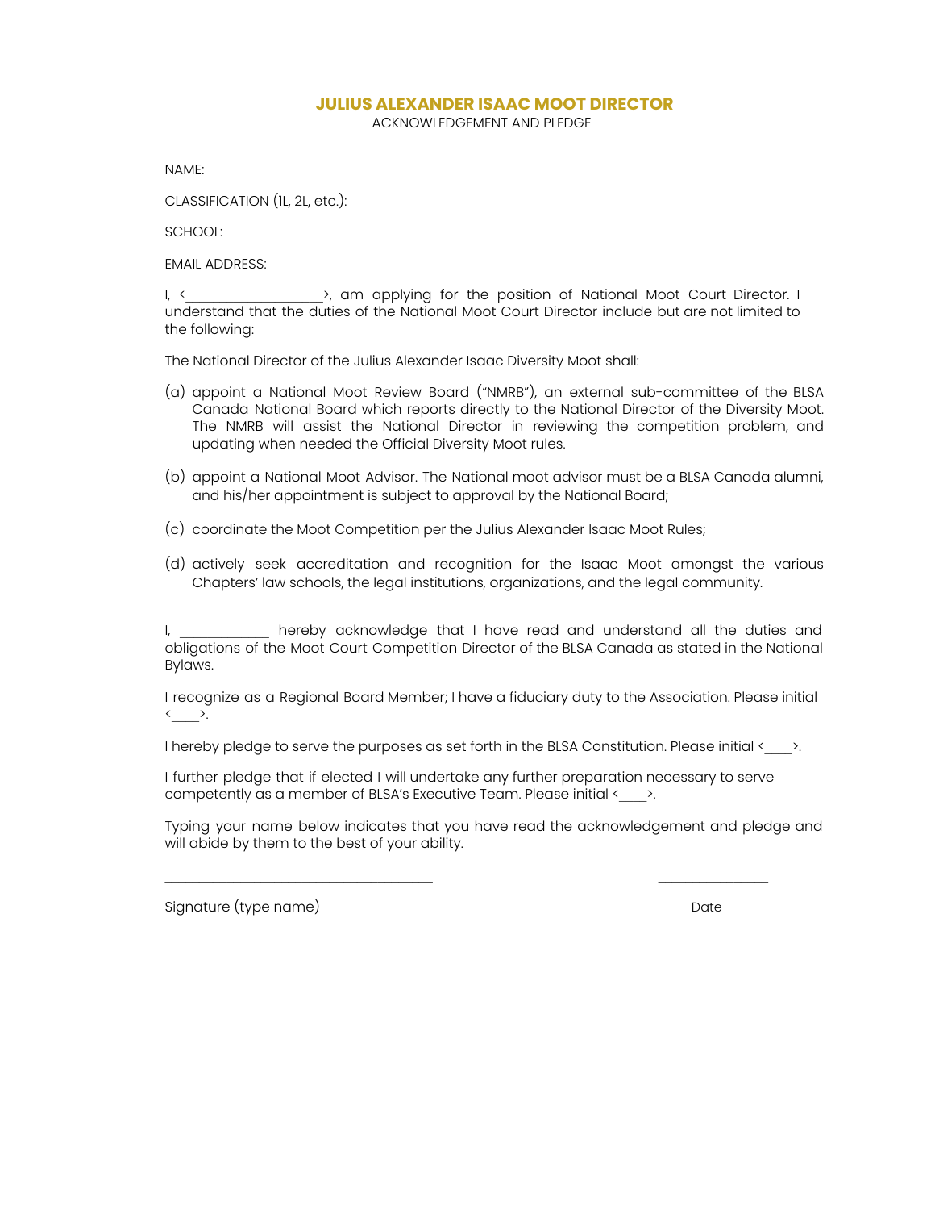# JULIUS ALEXANDER ISAAC MOOT DIRECTOR

ACKNOWLEDGEMENT AND PLEDGE

NAME:

CLASSIFICATION (1L, 2L, etc.):

SCHOOL:

EMAIL ADDRESS:

I, <\_\_\_\_\_\_\_\_\_\_\_\_\_\_\_\_\_\_\_\_>, am applying for the position of National Moot Court Director. I understand that the duties of the National Moot Court Director include but are not limited to the following:

The National Director of the Julius Alexander Isaac Diversity Moot shall:

(a) appoint a National Moot Review Board ("NMRB"), an external sub-committee of the BLSA Canada National Board which reports directly to the National Director of the Diversity Moot. The NMRB will assist the National Director in reviewing the competition problem, and updating when needed the Official Diversity Moot rules.

(b) appoint a National Moot Advisor. The National moot advisor must be a BLSA Canada alumni, and his/her appointment is subject to approval by the National Board;

(c) coordinate the Moot Competition per the Julius Alexander Isaac Moot Rules;

(d) actively seek accreditation and recognition for the Isaac Moot amongst the various Chapters' law schools, the legal institutions, organizations, and the legal community.

I, \_\_\_\_\_\_\_\_\_\_\_\_\_\_ hereby acknowledge that I have read and understand all the duties and obligations of the Moot Court Competition Director of the BLSA Canada as stated in the National Bylaws.

I recognize as a Regional Board Member; I have a fiduciary duty to the Association. Please initial <\_\_\_\_>.

I hereby pledge to serve the purposes as set forth in the BLSA Constitution. Please initial <\_\_\_\_>.

I further pledge that if elected I will undertake any further preparation necessary to serve competently as a member of BLSA's Executive Team. Please initial <\_\_\_\_>.

Typing your name below indicates that you have read the acknowledgement and pledge and will abide by them to the best of your ability.

\_\_\_\_\_\_\_\_\_\_\_\_\_\_\_\_\_\_\_\_\_\_\_\_\_\_\_\_\_\_\_\_\_\_\_\_\_\_\_\_　　　　　　　　\_\_\_\_\_\_\_\_\_\_\_\_\_\_\_\_

Signature (type name)　　　　　　　　　　　　　　　　　　　　Date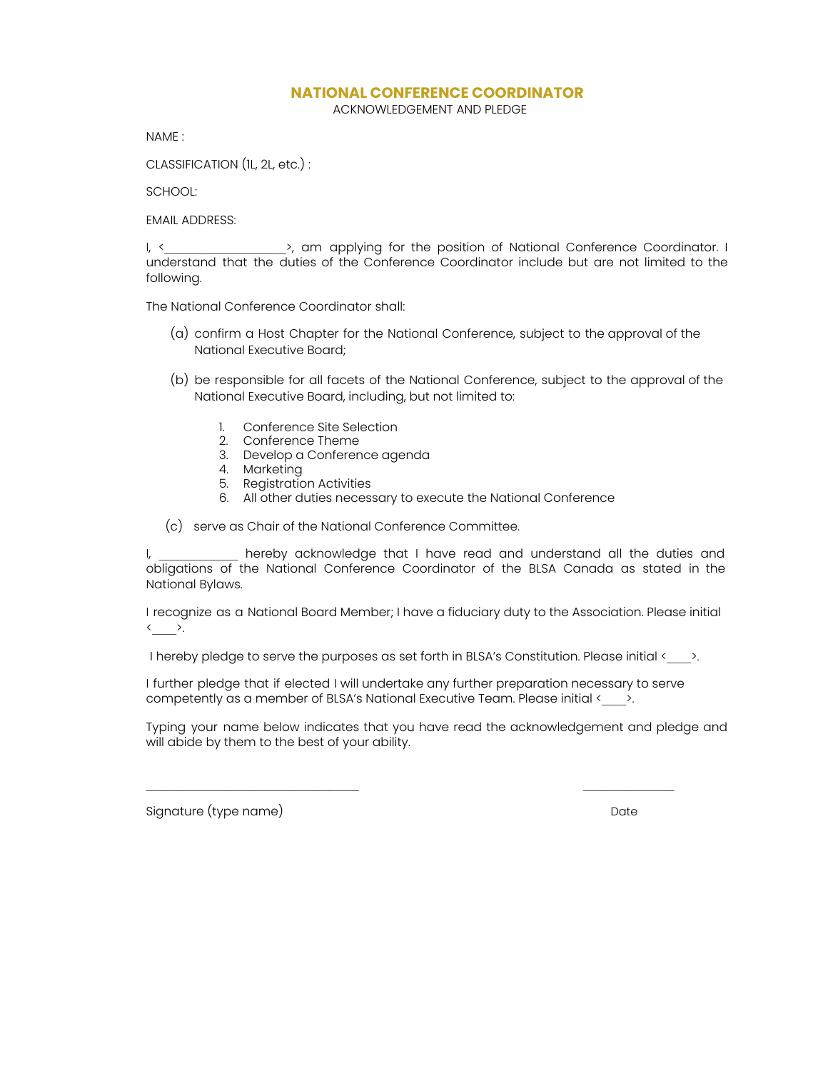# NATIONAL CONFERENCE COORDINATOR

ACKNOWLEDGEMENT AND PLEDGE

NAME :

CLASSIFICATION (1L, 2L, etc.) :

SCHOOL:

EMAIL ADDRESS:

I, <__________________>, am applying for the position of National Conference Coordinator. I understand that the duties of the Conference Coordinator include but are not limited to the following.

The National Conference Coordinator shall:

(a) confirm a Host Chapter for the National Conference, subject to the approval of the National Executive Board;

(b) be responsible for all facets of the National Conference, subject to the approval of the National Executive Board, including, but not limited to:

1. Conference Site Selection
2. Conference Theme
3. Develop a Conference agenda
4. Marketing
5. Registration Activities
6. All other duties necessary to execute the National Conference

(c) serve as Chair of the National Conference Committee.

I, ____________ hereby acknowledge that I have read and understand all the duties and obligations of the National Conference Coordinator of the BLSA Canada as stated in the National Bylaws.

I recognize as a National Board Member; I have a fiduciary duty to the Association. Please initial <____>.

I hereby pledge to serve the purposes as set forth in BLSA's Constitution. Please initial <____>.

I further pledge that if elected I will undertake any further preparation necessary to serve competently as a member of BLSA's National Executive Team. Please initial <____>.

Typing your name below indicates that you have read the acknowledgement and pledge and will abide by them to the best of your ability.

________________________________ ______________

Signature (type name) Date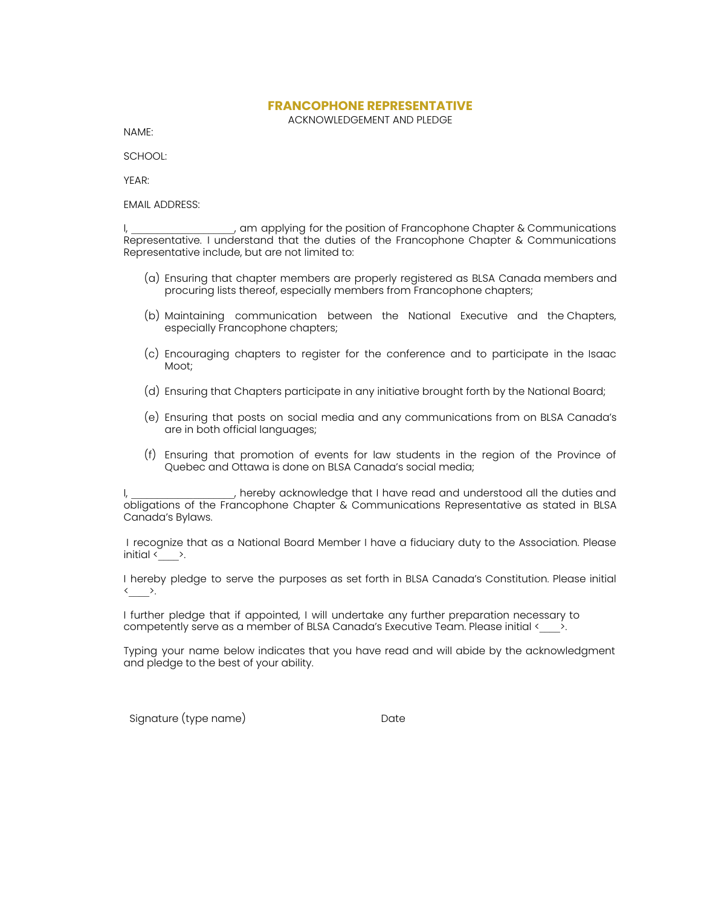## FRANCOPHONE REPRESENTATIVE

ACKNOWLEDGEMENT AND PLEDGE

NAME:

SCHOOL:

YEAR:

EMAIL ADDRESS:

I, ____________________, am applying for the position of Francophone Chapter & Communications Representative. I understand that the duties of the Francophone Chapter & Communications Representative include, but are not limited to:

(a) Ensuring that chapter members are properly registered as BLSA Canada members and procuring lists thereof, especially members from Francophone chapters;

(b) Maintaining communication between the National Executive and the Chapters, especially Francophone chapters;

(c) Encouraging chapters to register for the conference and to participate in the Isaac Moot;

(d) Ensuring that Chapters participate in any initiative brought forth by the National Board;

(e) Ensuring that posts on social media and any communications from on BLSA Canada's are in both official languages;

(f) Ensuring that promotion of events for law students in the region of the Province of Quebec and Ottawa is done on BLSA Canada's social media;

I, ____________________, hereby acknowledge that I have read and understood all the duties and obligations of the Francophone Chapter & Communications Representative as stated in BLSA Canada's Bylaws.

I recognize that as a National Board Member I have a fiduciary duty to the Association. Please initial <____>.

I hereby pledge to serve the purposes as set forth in BLSA Canada's Constitution. Please initial <____>.

I further pledge that if appointed, I will undertake any further preparation necessary to competently serve as a member of BLSA Canada's Executive Team. Please initial <____>.

Typing your name below indicates that you have read and will abide by the acknowledgment and pledge to the best of your ability.

Signature (type name)                                        Date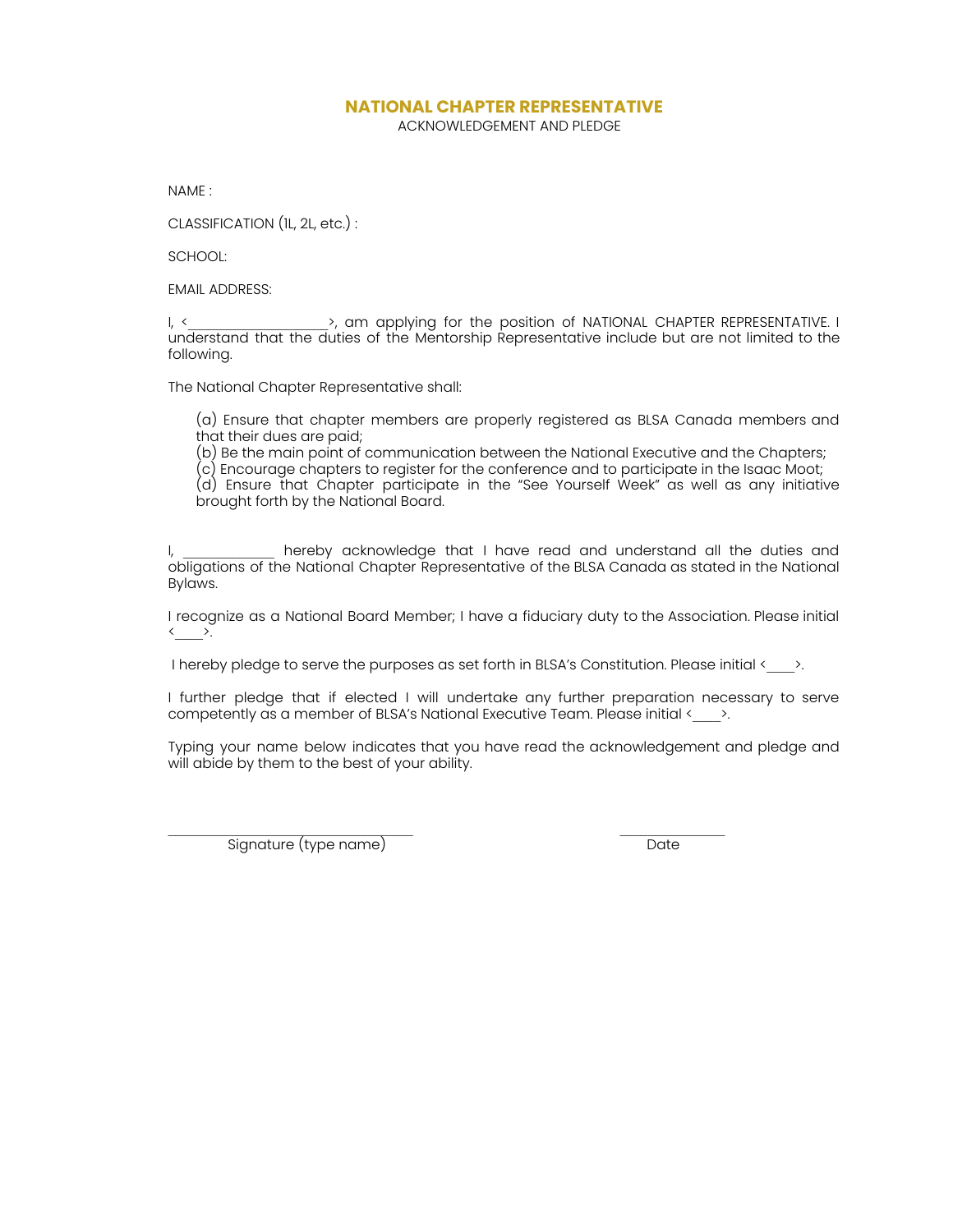# NATIONAL CHAPTER REPRESENTATIVE

ACKNOWLEDGEMENT AND PLEDGE

NAME :

CLASSIFICATION (1L, 2L, etc.) :

SCHOOL:

EMAIL ADDRESS:

I, <__________________>, am applying for the position of NATIONAL CHAPTER REPRESENTATIVE. I understand that the duties of the Mentorship Representative include but are not limited to the following.

The National Chapter Representative shall:

(a) Ensure that chapter members are properly registered as BLSA Canada members and that their dues are paid;
(b) Be the main point of communication between the National Executive and the Chapters;
(c) Encourage chapters to register for the conference and to participate in the Isaac Moot;
(d) Ensure that Chapter participate in the "See Yourself Week" as well as any initiative brought forth by the National Board.

I, ____________ hereby acknowledge that I have read and understand all the duties and obligations of the National Chapter Representative of the BLSA Canada as stated in the National Bylaws.

I recognize as a National Board Member; I have a fiduciary duty to the Association. Please initial <____>.

I hereby pledge to serve the purposes as set forth in BLSA's Constitution. Please initial <____>.

I further pledge that if elected I will undertake any further preparation necessary to serve competently as a member of BLSA's National Executive Team. Please initial <____>.

Typing your name below indicates that you have read the acknowledgement and pledge and will abide by them to the best of your ability.

________________________________ &nbsp;&nbsp;&nbsp;&nbsp;&nbsp;&nbsp;&nbsp;&nbsp;&nbsp;&nbsp; ______________
Signature (type name) &nbsp;&nbsp;&nbsp;&nbsp;&nbsp;&nbsp;&nbsp;&nbsp;&nbsp;&nbsp;&nbsp;&nbsp;&nbsp;&nbsp;&nbsp;&nbsp;&nbsp;&nbsp;&nbsp;&nbsp; Date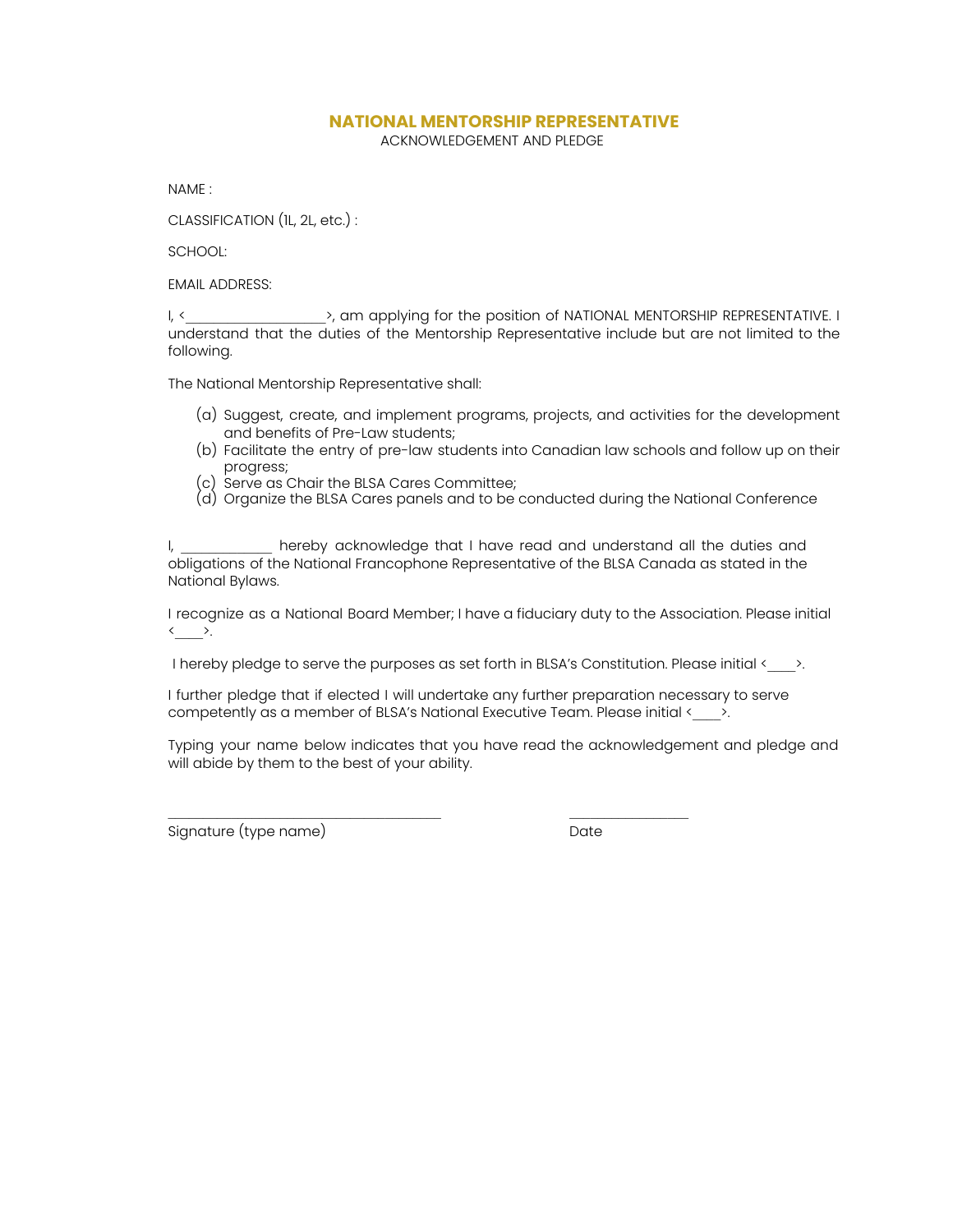# NATIONAL MENTORSHIP REPRESENTATIVE

ACKNOWLEDGEMENT AND PLEDGE

NAME :

CLASSIFICATION (1L, 2L, etc.) :

SCHOOL:

EMAIL ADDRESS:

I, <__________________>, am applying for the position of NATIONAL MENTORSHIP REPRESENTATIVE. I understand that the duties of the Mentorship Representative include but are not limited to the following.

The National Mentorship Representative shall:

(a) Suggest, create, and implement programs, projects, and activities for the development and benefits of Pre-Law students;
(b) Facilitate the entry of pre-law students into Canadian law schools and follow up on their progress;
(c) Serve as Chair the BLSA Cares Committee;
(d) Organize the BLSA Cares panels and to be conducted during the National Conference

I, ____________ hereby acknowledge that I have read and understand all the duties and obligations of the National Francophone Representative of the BLSA Canada as stated in the National Bylaws.

I recognize as a National Board Member; I have a fiduciary duty to the Association. Please initial <____>.

I hereby pledge to serve the purposes as set forth in BLSA's Constitution. Please initial <____>.

I further pledge that if elected I will undertake any further preparation necessary to serve competently as a member of BLSA's National Executive Team. Please initial <____>.

Typing your name below indicates that you have read the acknowledgement and pledge and will abide by them to the best of your ability.

____________________________________ ________________

Signature (type name) Date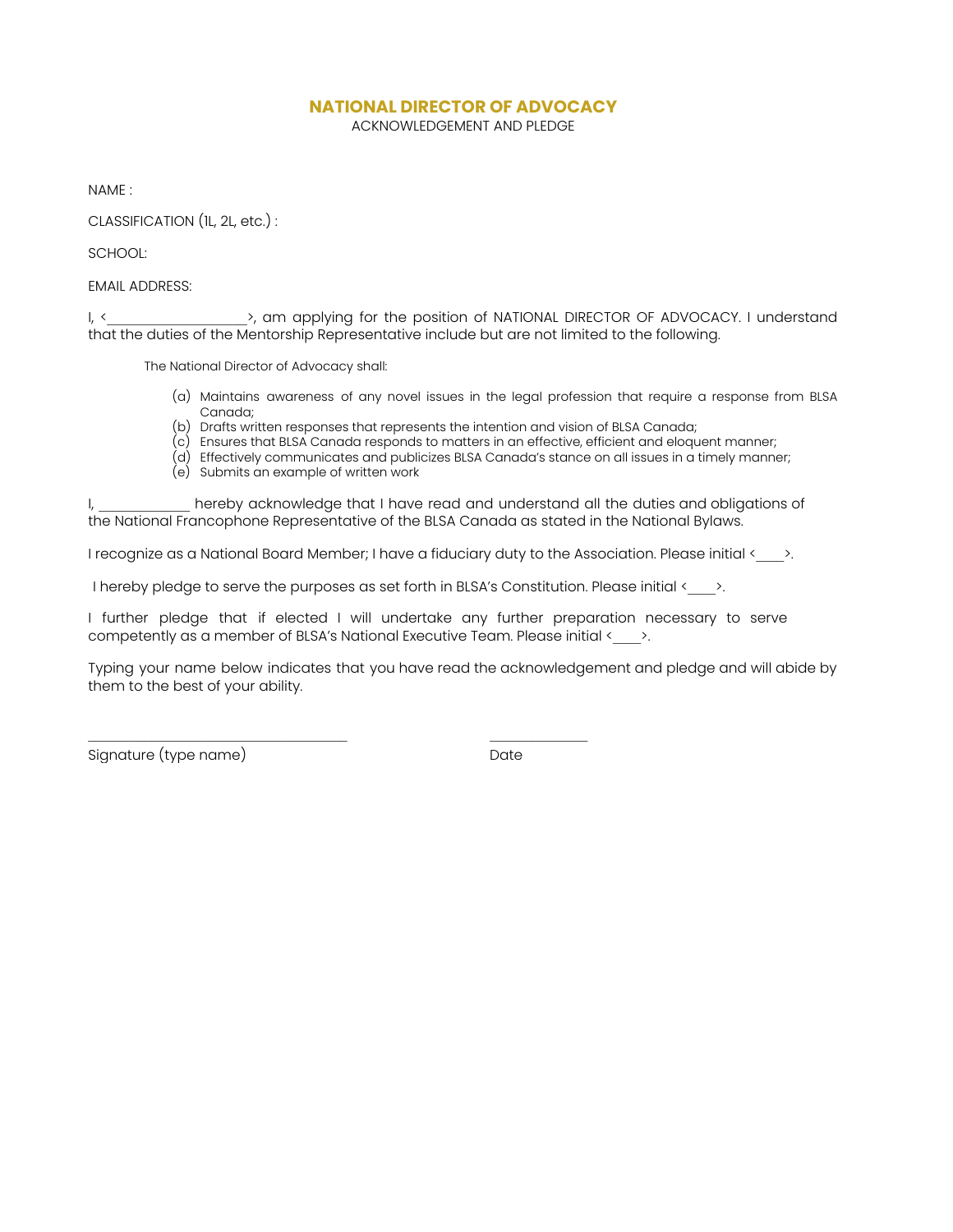# NATIONAL DIRECTOR OF ADVOCACY

ACKNOWLEDGEMENT AND PLEDGE

NAME :

CLASSIFICATION (1L, 2L, etc.) :

SCHOOL:

EMAIL ADDRESS:

I, <\_\_\_\_\_\_\_\_\_\_\_\_\_\_\_\_\_\_>, am applying for the position of NATIONAL DIRECTOR OF ADVOCACY. I understand that the duties of the Mentorship Representative include but are not limited to the following.

The National Director of Advocacy shall:

(a) Maintains awareness of any novel issues in the legal profession that require a response from BLSA Canada;
(b) Drafts written responses that represents the intention and vision of BLSA Canada;
(c) Ensures that BLSA Canada responds to matters in an effective, efficient and eloquent manner;
(d) Effectively communicates and publicizes BLSA Canada's stance on all issues in a timely manner;
(e) Submits an example of written work

I, \_\_\_\_\_\_\_\_\_\_\_\_ hereby acknowledge that I have read and understand all the duties and obligations of the National Francophone Representative of the BLSA Canada as stated in the National Bylaws.

I recognize as a National Board Member; I have a fiduciary duty to the Association. Please initial <\_\_\_\_>.

I hereby pledge to serve the purposes as set forth in BLSA's Constitution. Please initial <\_\_\_\_>.

I further pledge that if elected I will undertake any further preparation necessary to serve competently as a member of BLSA's National Executive Team. Please initial <\_\_\_\_>.

Typing your name below indicates that you have read the acknowledgement and pledge and will abide by them to the best of your ability.

\_\_\_\_\_\_\_\_\_\_\_\_\_\_\_\_\_\_\_\_\_\_\_\_\_\_\_\_\_\_\_\_\_\_ \_\_\_\_\_\_\_\_\_\_\_\_\_

Signature (type name) Date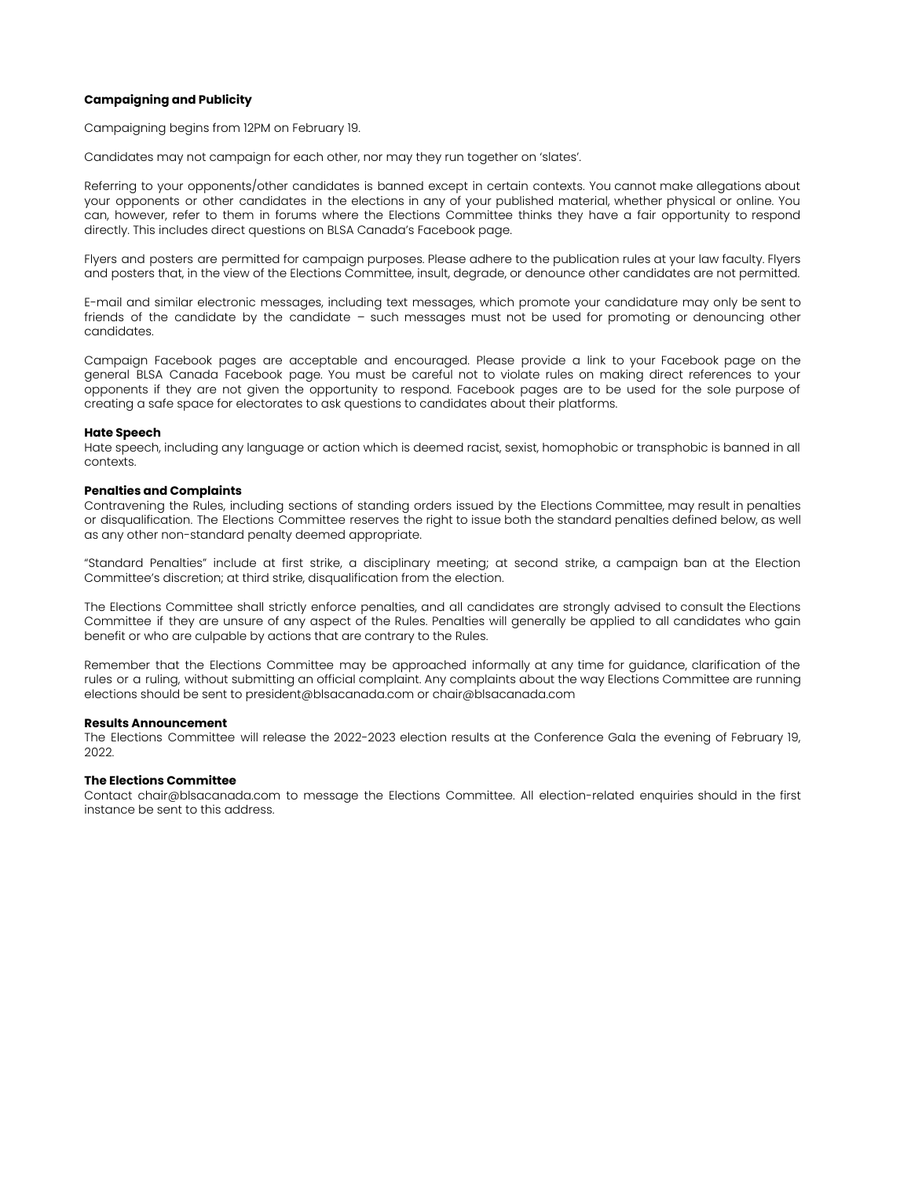**Campaigning and Publicity**

Campaigning begins from 12PM on February 19.

Candidates may not campaign for each other, nor may they run together on 'slates'.

Referring to your opponents/other candidates is banned except in certain contexts. You cannot make allegations about your opponents or other candidates in the elections in any of your published material, whether physical or online. You can, however, refer to them in forums where the Elections Committee thinks they have a fair opportunity to respond directly. This includes direct questions on BLSA Canada's Facebook page.

Flyers and posters are permitted for campaign purposes. Please adhere to the publication rules at your law faculty. Flyers and posters that, in the view of the Elections Committee, insult, degrade, or denounce other candidates are not permitted.

E-mail and similar electronic messages, including text messages, which promote your candidature may only be sent to friends of the candidate by the candidate – such messages must not be used for promoting or denouncing other candidates.

Campaign Facebook pages are acceptable and encouraged. Please provide a link to your Facebook page on the general BLSA Canada Facebook page. You must be careful not to violate rules on making direct references to your opponents if they are not given the opportunity to respond. Facebook pages are to be used for the sole purpose of creating a safe space for electorates to ask questions to candidates about their platforms.

**Hate Speech**
Hate speech, including any language or action which is deemed racist, sexist, homophobic or transphobic is banned in all contexts.

**Penalties and Complaints**
Contravening the Rules, including sections of standing orders issued by the Elections Committee, may result in penalties or disqualification. The Elections Committee reserves the right to issue both the standard penalties defined below, as well as any other non-standard penalty deemed appropriate.

"Standard Penalties" include at first strike, a disciplinary meeting; at second strike, a campaign ban at the Election Committee's discretion; at third strike, disqualification from the election.

The Elections Committee shall strictly enforce penalties, and all candidates are strongly advised to consult the Elections Committee if they are unsure of any aspect of the Rules. Penalties will generally be applied to all candidates who gain benefit or who are culpable by actions that are contrary to the Rules.

Remember that the Elections Committee may be approached informally at any time for guidance, clarification of the rules or a ruling, without submitting an official complaint. Any complaints about the way Elections Committee are running elections should be sent to president@blsacanada.com or chair@blsacanada.com

**Results Announcement**
The Elections Committee will release the 2022-2023 election results at the Conference Gala the evening of February 19, 2022.

**The Elections Committee**
Contact chair@blsacanada.com to message the Elections Committee. All election-related enquiries should in the first instance be sent to this address.